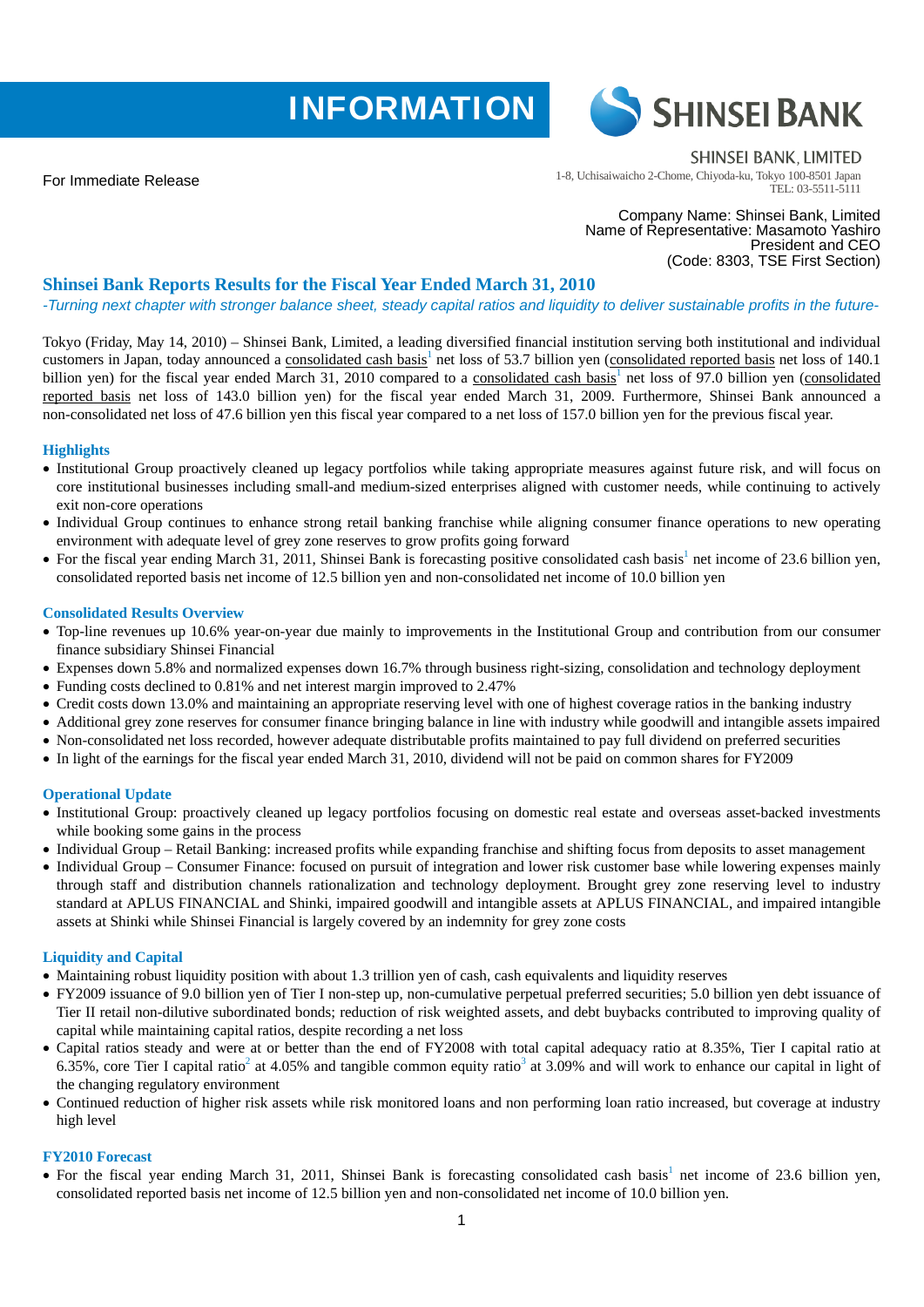INFORMATION

SHINSEI BANK

SHINSEI BANK, LIMITED
1-8, Uchisaiwaicho 2-Chome, Chiyoda-ku, Tokyo 100-8501 Japan
TEL: 03-5511-5111

For Immediate Release

Company Name: Shinsei Bank, Limited
Name of Representative: Masamoto Yashiro
President and CEO
(Code: 8303, TSE First Section)

# Shinsei Bank Reports Results for the Fiscal Year Ended March 31, 2010

*-Turning next chapter with stronger balance sheet, steady capital ratios and liquidity to deliver sustainable profits in the future-*

Tokyo (Friday, May 14, 2010) – Shinsei Bank, Limited, a leading diversified financial institution serving both institutional and individual customers in Japan, today announced a consolidated cash basis[1] net loss of 53.7 billion yen (consolidated reported basis net loss of 140.1 billion yen) for the fiscal year ended March 31, 2010 compared to a consolidated cash basis[1] net loss of 97.0 billion yen (consolidated reported basis net loss of 143.0 billion yen) for the fiscal year ended March 31, 2009. Furthermore, Shinsei Bank announced a non-consolidated net loss of 47.6 billion yen this fiscal year compared to a net loss of 157.0 billion yen for the previous fiscal year.

## Highlights

- Institutional Group proactively cleaned up legacy portfolios while taking appropriate measures against future risk, and will focus on core institutional businesses including small-and medium-sized enterprises aligned with customer needs, while continuing to actively exit non-core operations
- Individual Group continues to enhance strong retail banking franchise while aligning consumer finance operations to new operating environment with adequate level of grey zone reserves to grow profits going forward
- For the fiscal year ending March 31, 2011, Shinsei Bank is forecasting positive consolidated cash basis[1] net income of 23.6 billion yen, consolidated reported basis net income of 12.5 billion yen and non-consolidated net income of 10.0 billion yen

## Consolidated Results Overview

- Top-line revenues up 10.6% year-on-year due mainly to improvements in the Institutional Group and contribution from our consumer finance subsidiary Shinsei Financial
- Expenses down 5.8% and normalized expenses down 16.7% through business right-sizing, consolidation and technology deployment
- Funding costs declined to 0.81% and net interest margin improved to 2.47%
- Credit costs down 13.0% and maintaining an appropriate reserving level with one of highest coverage ratios in the banking industry
- Additional grey zone reserves for consumer finance bringing balance in line with industry while goodwill and intangible assets impaired
- Non-consolidated net loss recorded, however adequate distributable profits maintained to pay full dividend on preferred securities
- In light of the earnings for the fiscal year ended March 31, 2010, dividend will not be paid on common shares for FY2009

## Operational Update

- Institutional Group: proactively cleaned up legacy portfolios focusing on domestic real estate and overseas asset-backed investments while booking some gains in the process
- Individual Group – Retail Banking: increased profits while expanding franchise and shifting focus from deposits to asset management
- Individual Group – Consumer Finance: focused on pursuit of integration and lower risk customer base while lowering expenses mainly through staff and distribution channels rationalization and technology deployment. Brought grey zone reserving level to industry standard at APLUS FINANCIAL and Shinki, impaired goodwill and intangible assets at APLUS FINANCIAL, and impaired intangible assets at Shinki while Shinsei Financial is largely covered by an indemnity for grey zone costs

## Liquidity and Capital

- Maintaining robust liquidity position with about 1.3 trillion yen of cash, cash equivalents and liquidity reserves
- FY2009 issuance of 9.0 billion yen of Tier I non-step up, non-cumulative perpetual preferred securities; 5.0 billion yen debt issuance of Tier II retail non-dilutive subordinated bonds; reduction of risk weighted assets, and debt buybacks contributed to improving quality of capital while maintaining capital ratios, despite recording a net loss
- Capital ratios steady and were at or better than the end of FY2008 with total capital adequacy ratio at 8.35%, Tier I capital ratio at 6.35%, core Tier I capital ratio[2] at 4.05% and tangible common equity ratio[3] at 3.09% and will work to enhance our capital in light of the changing regulatory environment
- Continued reduction of higher risk assets while risk monitored loans and non performing loan ratio increased, but coverage at industry high level

## FY2010 Forecast

- For the fiscal year ending March 31, 2011, Shinsei Bank is forecasting consolidated cash basis[1] net income of 23.6 billion yen, consolidated reported basis net income of 12.5 billion yen and non-consolidated net income of 10.0 billion yen.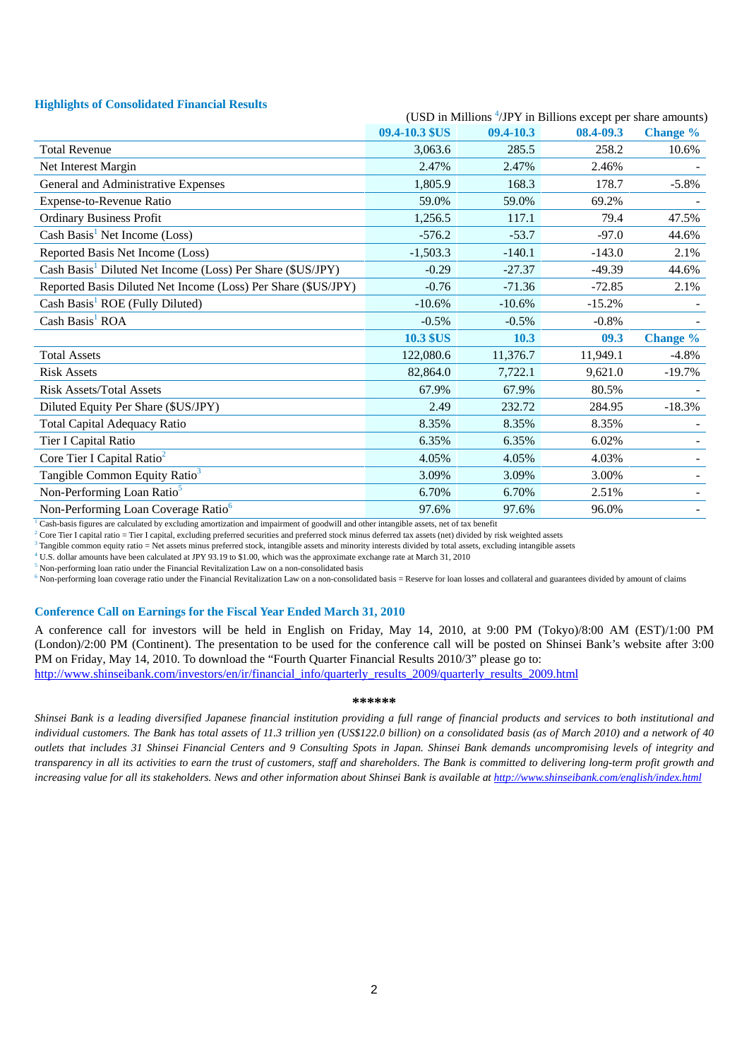### Highlights of Consolidated Financial Results

(USD in Millions [4]/JPY in Billions except per share amounts)

| | 09.4-10.3 $US | 09.4-10.3 | 08.4-09.3 | Change % |
|---|---|---|---|---|
| Total Revenue | 3,063.6 | 285.5 | 258.2 | 10.6% |
| Net Interest Margin | 2.47% | 2.47% | 2.46% | - |
| General and Administrative Expenses | 1,805.9 | 168.3 | 178.7 | -5.8% |
| Expense-to-Revenue Ratio | 59.0% | 59.0% | 69.2% | - |
| Ordinary Business Profit | 1,256.5 | 117.1 | 79.4 | 47.5% |
| Cash Basis[1] Net Income (Loss) | -576.2 | -53.7 | -97.0 | 44.6% |
| Reported Basis Net Income (Loss) | -1,503.3 | -140.1 | -143.0 | 2.1% |
| Cash Basis[1] Diluted Net Income (Loss) Per Share ($US/JPY) | -0.29 | -27.37 | -49.39 | 44.6% |
| Reported Basis Diluted Net Income (Loss) Per Share ($US/JPY) | -0.76 | -71.36 | -72.85 | 2.1% |
| Cash Basis[1] ROE (Fully Diluted) | -10.6% | -10.6% | -15.2% | - |
| Cash Basis[1] ROA | -0.5% | -0.5% | -0.8% | - |
| | **10.3 $US** | **10.3** | **09.3** | **Change %** |
| Total Assets | 122,080.6 | 11,376.7 | 11,949.1 | -4.8% |
| Risk Assets | 82,864.0 | 7,722.1 | 9,621.0 | -19.7% |
| Risk Assets/Total Assets | 67.9% | 67.9% | 80.5% | - |
| Diluted Equity Per Share ($US/JPY) | 2.49 | 232.72 | 284.95 | -18.3% |
| Total Capital Adequacy Ratio | 8.35% | 8.35% | 8.35% | - |
| Tier I Capital Ratio | 6.35% | 6.35% | 6.02% | - |
| Core Tier I Capital Ratio[2] | 4.05% | 4.05% | 4.03% | - |
| Tangible Common Equity Ratio[3] | 3.09% | 3.09% | 3.00% | - |
| Non-Performing Loan Ratio[5] | 6.70% | 6.70% | 2.51% | - |
| Non-Performing Loan Coverage Ratio[6] | 97.6% | 97.6% | 96.0% | - |

[1] Cash-basis figures are calculated by excluding amortization and impairment of goodwill and other intangible assets, net of tax benefit
[2] Core Tier I capital ratio = Tier I capital, excluding preferred securities and preferred stock minus deferred tax assets (net) divided by risk weighted assets
[3] Tangible common equity ratio = Net assets minus preferred stock, intangible assets and minority interests divided by total assets, excluding intangible assets
[4] U.S. dollar amounts have been calculated at JPY 93.19 to $1.00, which was the approximate exchange rate at March 31, 2010
[5] Non-performing loan ratio under the Financial Revitalization Law on a non-consolidated basis
[6] Non-performing loan coverage ratio under the Financial Revitalization Law on a non-consolidated basis = Reserve for loan losses and collateral and guarantees divided by amount of claims

### Conference Call on Earnings for the Fiscal Year Ended March 31, 2010

A conference call for investors will be held in English on Friday, May 14, 2010, at 9:00 PM (Tokyo)/8:00 AM (EST)/1:00 PM (London)/2:00 PM (Continent). The presentation to be used for the conference call will be posted on Shinsei Bank's website after 3:00 PM on Friday, May 14, 2010. To download the "Fourth Quarter Financial Results 2010/3" please go to:
http://www.shinseibank.com/investors/en/ir/financial_info/quarterly_results_2009/quarterly_results_2009.html

******

*Shinsei Bank is a leading diversified Japanese financial institution providing a full range of financial products and services to both institutional and individual customers. The Bank has total assets of 11.3 trillion yen (US$122.0 billion) on a consolidated basis (as of March 2010) and a network of 40 outlets that includes 31 Shinsei Financial Centers and 9 Consulting Spots in Japan. Shinsei Bank demands uncompromising levels of integrity and transparency in all its activities to earn the trust of customers, staff and shareholders. The Bank is committed to delivering long-term profit growth and increasing value for all its stakeholders. News and other information about Shinsei Bank is available at http://www.shinseibank.com/english/index.html*